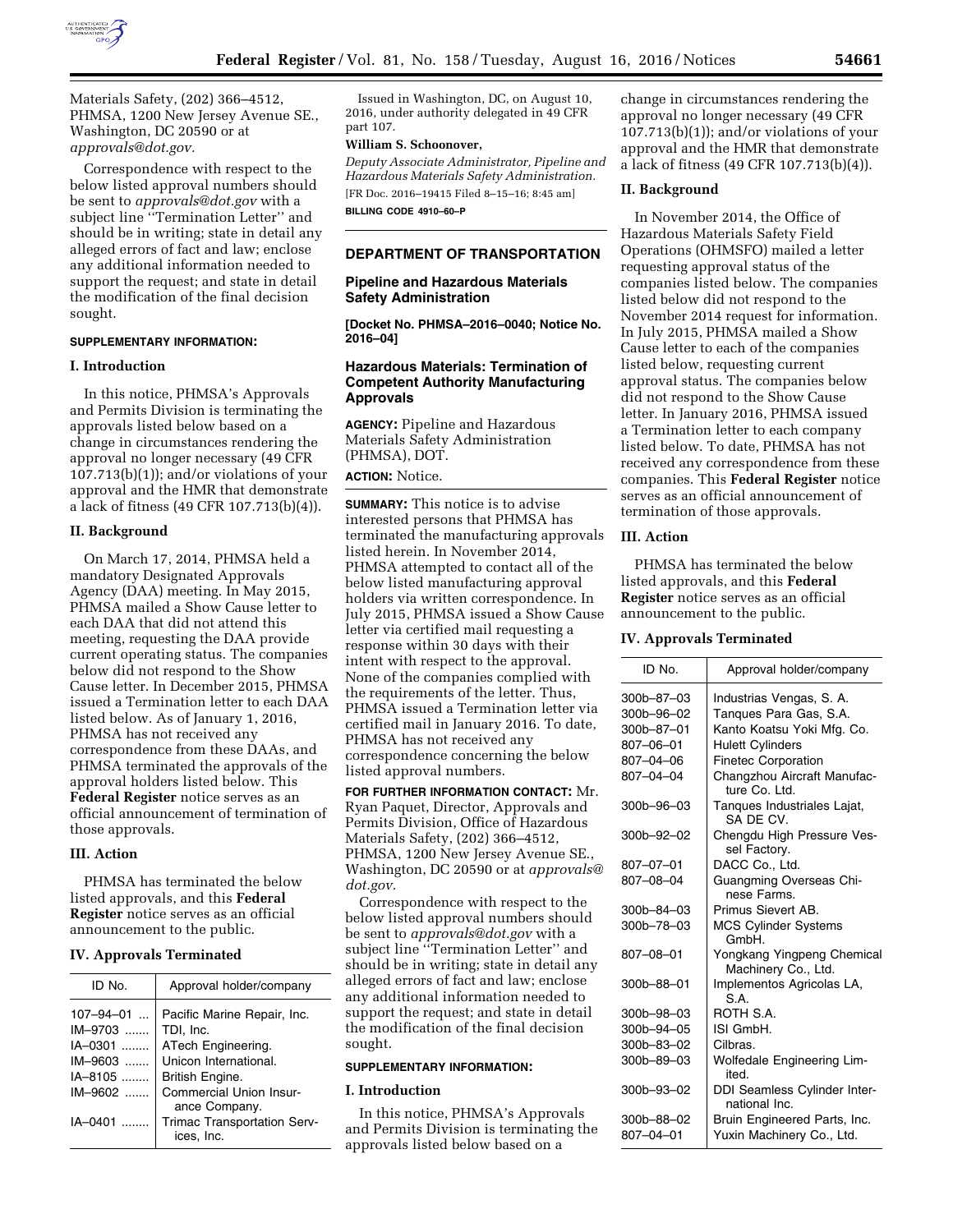Materials Safety, (202) 366–4512, PHMSA, 1200 New Jersey Avenue SE., Washington, DC 20590 or at *approvals@dot.gov.*

Correspondence with respect to the below listed approval numbers should be sent to *approvals@dot.gov* with a subject line ''Termination Letter'' and should be in writing; state in detail any alleged errors of fact and law; enclose any additional information needed to support the request; and state in detail the modification of the final decision sought.

**SUPPLEMENTARY INFORMATION:**

**I. Introduction**

In this notice, PHMSA's Approvals and Permits Division is terminating the approvals listed below based on a change in circumstances rendering the approval no longer necessary (49 CFR 107.713(b)(1)); and/or violations of your approval and the HMR that demonstrate a lack of fitness (49 CFR 107.713(b)(4)).

**II. Background**

On March 17, 2014, PHMSA held a mandatory Designated Approvals Agency (DAA) meeting. In May 2015, PHMSA mailed a Show Cause letter to each DAA that did not attend this meeting, requesting the DAA provide current operating status. The companies below did not respond to the Show Cause letter. In December 2015, PHMSA issued a Termination letter to each DAA listed below. As of January 1, 2016, PHMSA has not received any correspondence from these DAAs, and PHMSA terminated the approvals of the approval holders listed below. This **Federal Register** notice serves as an official announcement of termination of those approvals.

**III. Action**

PHMSA has terminated the below listed approvals, and this **Federal Register** notice serves as an official announcement to the public.

**IV. Approvals Terminated**

| ID No. | Approval holder/company |
|---|---|
| 107–94–01 ... | Pacific Marine Repair, Inc. |
| IM–9703 ....... | TDI, Inc. |
| IA–0301 ........ | ATech Engineering. |
| IM–9603 ....... | Unicon International. |
| IA–8105 ........ | British Engine. |
| IM–9602 ....... | Commercial Union Insurance Company. |
| IA–0401 ........ | Trimac Transportation Services, Inc. |

Issued in Washington, DC, on August 10, 2016, under authority delegated in 49 CFR part 107.

**William S. Schoonover,**

*Deputy Associate Administrator, Pipeline and Hazardous Materials Safety Administration.*

[FR Doc. 2016–19415 Filed 8–15–16; 8:45 am]

**BILLING CODE 4910–60–P**

---

## DEPARTMENT OF TRANSPORTATION

### Pipeline and Hazardous Materials Safety Administration

**[Docket No. PHMSA–2016–0040; Notice No. 2016–04]**

### Hazardous Materials: Termination of Competent Authority Manufacturing Approvals

**AGENCY:** Pipeline and Hazardous Materials Safety Administration (PHMSA), DOT.

**ACTION:** Notice.

**SUMMARY:** This notice is to advise interested persons that PHMSA has terminated the manufacturing approvals listed herein. In November 2014, PHMSA attempted to contact all of the below listed manufacturing approval holders via written correspondence. In July 2015, PHMSA issued a Show Cause letter via certified mail requesting a response within 30 days with their intent with respect to the approval. None of the companies complied with the requirements of the letter. Thus, PHMSA issued a Termination letter via certified mail in January 2016. To date, PHMSA has not received any correspondence concerning the below listed approval numbers.

**FOR FURTHER INFORMATION CONTACT:** Mr. Ryan Paquet, Director, Approvals and Permits Division, Office of Hazardous Materials Safety, (202) 366–4512, PHMSA, 1200 New Jersey Avenue SE., Washington, DC 20590 or at *approvals@dot.gov.*

Correspondence with respect to the below listed approval numbers should be sent to *approvals@dot.gov* with a subject line ''Termination Letter'' and should be in writing; state in detail any alleged errors of fact and law; enclose any additional information needed to support the request; and state in detail the modification of the final decision sought.

**SUPPLEMENTARY INFORMATION:**

**I. Introduction**

In this notice, PHMSA's Approvals and Permits Division is terminating the approvals listed below based on a change in circumstances rendering the approval no longer necessary (49 CFR 107.713(b)(1)); and/or violations of your approval and the HMR that demonstrate a lack of fitness (49 CFR 107.713(b)(4)).

**II. Background**

In November 2014, the Office of Hazardous Materials Safety Field Operations (OHMSFO) mailed a letter requesting approval status of the companies listed below. The companies listed below did not respond to the November 2014 request for information. In July 2015, PHMSA mailed a Show Cause letter to each of the companies listed below, requesting current approval status. The companies below did not respond to the Show Cause letter. In January 2016, PHMSA issued a Termination letter to each company listed below. To date, PHMSA has not received any correspondence from these companies. This **Federal Register** notice serves as an official announcement of termination of those approvals.

**III. Action**

PHMSA has terminated the below listed approvals, and this **Federal Register** notice serves as an official announcement to the public.

**IV. Approvals Terminated**

| ID No. | Approval holder/company |
|---|---|
| 300b–87–03 | Industrias Vengas, S. A. |
| 300b–96–02 | Tanques Para Gas, S.A. |
| 300b–87–01 | Kanto Koatsu Yoki Mfg. Co. |
| 807–06–01 | Hulett Cylinders |
| 807–04–06 | Finetec Corporation |
| 807–04–04 | Changzhou Aircraft Manufacture Co. Ltd. |
| 300b–96–03 | Tanques Industriales Lajat, SA DE CV. |
| 300b–92–02 | Chengdu High Pressure Vessel Factory. |
| 807–07–01 | DACC Co., Ltd. |
| 807–08–04 | Guangming Overseas Chinese Farms. |
| 300b–84–03 | Primus Sievert AB. |
| 300b–78–03 | MCS Cylinder Systems GmbH. |
| 807–08–01 | Yongkang Yingpeng Chemical Machinery Co., Ltd. |
| 300b–88–01 | Implementos Agricolas LA, S.A. |
| 300b–98–03 | ROTH S.A. |
| 300b–94–05 | ISI GmbH. |
| 300b–83–02 | Cilbras. |
| 300b–89–03 | Wolfedale Engineering Limited. |
| 300b–93–02 | DDI Seamless Cylinder International Inc. |
| 300b–88–02 | Bruin Engineered Parts, Inc. |
| 807–04–01 | Yuxin Machinery Co., Ltd. |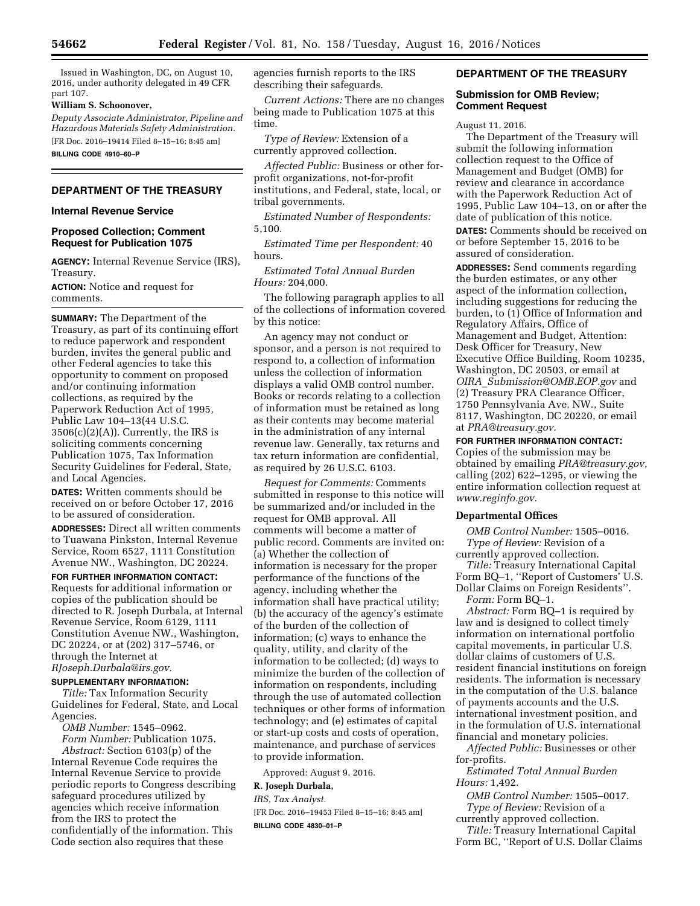Issued in Washington, DC, on August 10, 2016, under authority delegated in 49 CFR part 107.

**William S. Schoonover,**

*Deputy Associate Administrator, Pipeline and Hazardous Materials Safety Administration.*

[FR Doc. 2016–19414 Filed 8–15–16; 8:45 am]

**BILLING CODE 4910–60–P**

## DEPARTMENT OF THE TREASURY

### Internal Revenue Service

### Proposed Collection; Comment Request for Publication 1075

**AGENCY:** Internal Revenue Service (IRS), Treasury.

**ACTION:** Notice and request for comments.

**SUMMARY:** The Department of the Treasury, as part of its continuing effort to reduce paperwork and respondent burden, invites the general public and other Federal agencies to take this opportunity to comment on proposed and/or continuing information collections, as required by the Paperwork Reduction Act of 1995, Public Law 104–13(44 U.S.C. 3506(c)(2)(A)). Currently, the IRS is soliciting comments concerning Publication 1075, Tax Information Security Guidelines for Federal, State, and Local Agencies.

**DATES:** Written comments should be received on or before October 17, 2016 to be assured of consideration.

**ADDRESSES:** Direct all written comments to Tuawana Pinkston, Internal Revenue Service, Room 6527, 1111 Constitution Avenue NW., Washington, DC 20224.

**FOR FURTHER INFORMATION CONTACT:** Requests for additional information or copies of the publication should be directed to R. Joseph Durbala, at Internal Revenue Service, Room 6129, 1111 Constitution Avenue NW., Washington, DC 20224, or at (202) 317–5746, or through the Internet at *RJoseph.Durbala@irs.gov.*

**SUPPLEMENTARY INFORMATION:**

*Title:* Tax Information Security Guidelines for Federal, State, and Local Agencies.

*OMB Number:* 1545–0962.

*Form Number:* Publication 1075.

*Abstract:* Section 6103(p) of the Internal Revenue Code requires the Internal Revenue Service to provide periodic reports to Congress describing safeguard procedures utilized by agencies which receive information from the IRS to protect the confidentially of the information. This Code section also requires that these agencies furnish reports to the IRS describing their safeguards.

*Current Actions:* There are no changes being made to Publication 1075 at this time.

*Type of Review:* Extension of a currently approved collection.

*Affected Public:* Business or other for-profit organizations, not-for-profit institutions, and Federal, state, local, or tribal governments.

*Estimated Number of Respondents:* 5,100.

*Estimated Time per Respondent:* 40 hours.

*Estimated Total Annual Burden Hours:* 204,000.

The following paragraph applies to all of the collections of information covered by this notice:

An agency may not conduct or sponsor, and a person is not required to respond to, a collection of information unless the collection of information displays a valid OMB control number. Books or records relating to a collection of information must be retained as long as their contents may become material in the administration of any internal revenue law. Generally, tax returns and tax return information are confidential, as required by 26 U.S.C. 6103.

*Request for Comments:* Comments submitted in response to this notice will be summarized and/or included in the request for OMB approval. All comments will become a matter of public record. Comments are invited on: (a) Whether the collection of information is necessary for the proper performance of the functions of the agency, including whether the information shall have practical utility; (b) the accuracy of the agency's estimate of the burden of the collection of information; (c) ways to enhance the quality, utility, and clarity of the information to be collected; (d) ways to minimize the burden of the collection of information on respondents, including through the use of automated collection techniques or other forms of information technology; and (e) estimates of capital or start-up costs and costs of operation, maintenance, and purchase of services to provide information.

Approved: August 9, 2016.

**R. Joseph Durbala,**

*IRS, Tax Analyst.*

[FR Doc. 2016–19453 Filed 8–15–16; 8:45 am]

**BILLING CODE 4830–01–P**

## DEPARTMENT OF THE TREASURY

### Submission for OMB Review; Comment Request

August 11, 2016.

The Department of the Treasury will submit the following information collection request to the Office of Management and Budget (OMB) for review and clearance in accordance with the Paperwork Reduction Act of 1995, Public Law 104–13, on or after the date of publication of this notice.

**DATES:** Comments should be received on or before September 15, 2016 to be assured of consideration.

**ADDRESSES:** Send comments regarding the burden estimates, or any other aspect of the information collection, including suggestions for reducing the burden, to (1) Office of Information and Regulatory Affairs, Office of Management and Budget, Attention: Desk Officer for Treasury, New Executive Office Building, Room 10235, Washington, DC 20503, or email at *OIRA_Submission@OMB.EOP.gov* and (2) Treasury PRA Clearance Officer, 1750 Pennsylvania Ave. NW., Suite 8117, Washington, DC 20220, or email at *PRA@treasury.gov.*

**FOR FURTHER INFORMATION CONTACT:** Copies of the submission may be obtained by emailing *PRA@treasury.gov,* calling (202) 622–1295, or viewing the entire information collection request at *www.reginfo.gov.*

**Departmental Offices**

*OMB Control Number:* 1505–0016.

*Type of Review:* Revision of a currently approved collection.

*Title:* Treasury International Capital Form BQ–1, "Report of Customers' U.S. Dollar Claims on Foreign Residents".

*Form:* Form BQ–1.

*Abstract:* Form BQ–1 is required by law and is designed to collect timely information on international portfolio capital movements, in particular U.S. dollar claims of customers of U.S. resident financial institutions on foreign residents. The information is necessary in the computation of the U.S. balance of payments accounts and the U.S. international investment position, and in the formulation of U.S. international financial and monetary policies.

*Affected Public:* Businesses or other for-profits.

*Estimated Total Annual Burden Hours:* 1,492.

*OMB Control Number:* 1505–0017.

*Type of Review:* Revision of a currently approved collection.

*Title:* Treasury International Capital Form BC, "Report of U.S. Dollar Claims